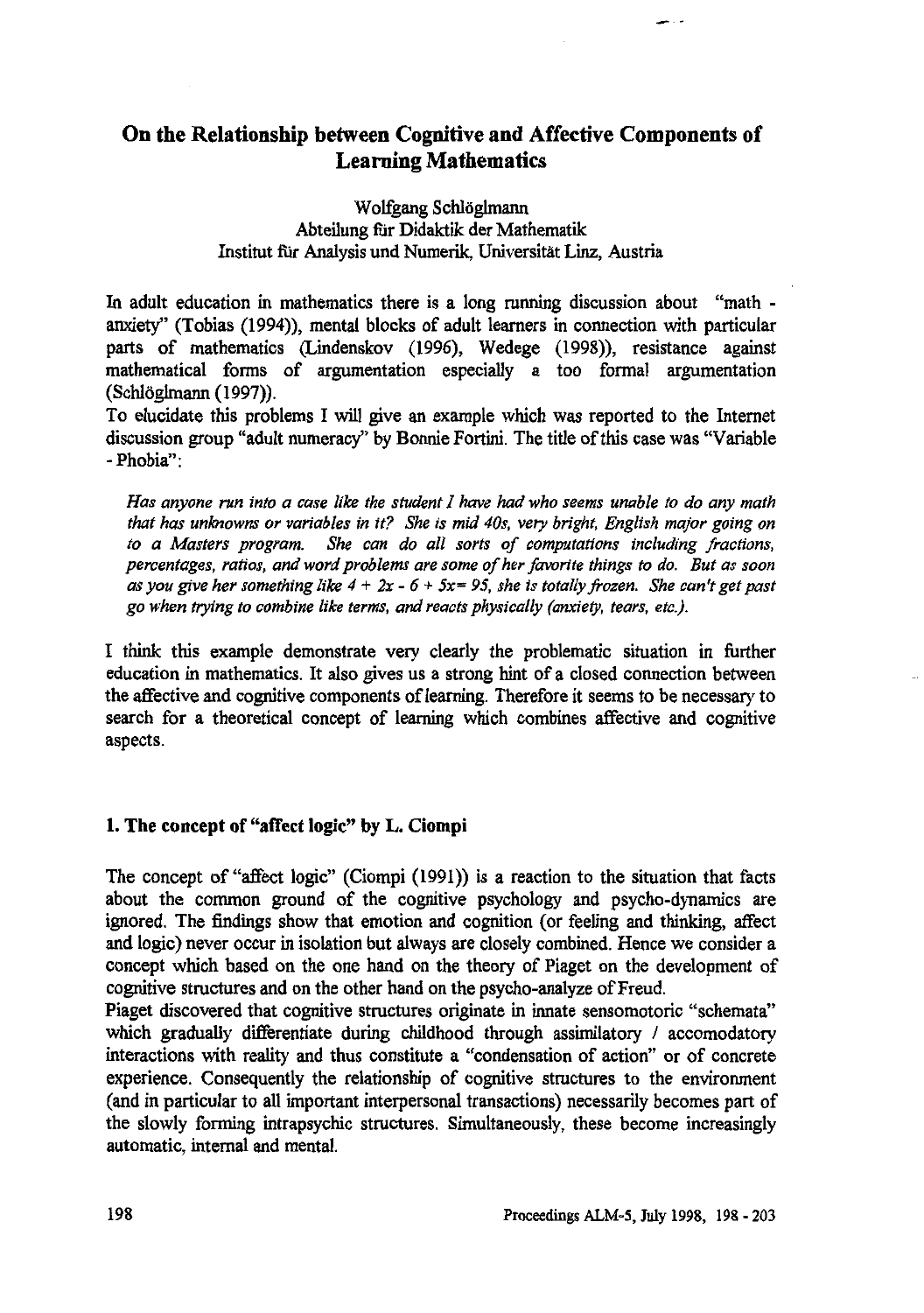# On the Relationship between Cognitive and Affective Components of Learning Mathematics

Wolfgang Schlöglmann
Abteilung für Didaktik der Mathematik
Institut für Analysis und Numerik, Universität Linz, Austria

In adult education in mathematics there is a long running discussion about "math - anxiety" (Tobias (1994)), mental blocks of adult learners in connection with particular parts of mathematics (Lindenskov (1996), Wedege (1998)), resistance against mathematical forms of argumentation especially a too formal argumentation (Schlöglmann (1997)).

To elucidate this problems I will give an example which was reported to the Internet discussion group "adult numeracy" by Bonnie Fortini. The title of this case was "Variable - Phobia":

> *Has anyone run into a case like the student I have had who seems unable to do any math that has unknowns or variables in it? She is mid 40s, very bright, English major going on to a Masters program. She can do all sorts of computations including fractions, percentages, ratios, and word problems are some of her favorite things to do. But as soon as you give her something like $4 + 2x - 6 + 5x = 95$, she is totally frozen. She can't get past go when trying to combine like terms, and reacts physically (anxiety, tears, etc.).*

I think this example demonstrate very clearly the problematic situation in further education in mathematics. It also gives us a strong hint of a closed connection between the affective and cognitive components of learning. Therefore it seems to be necessary to search for a theoretical concept of learning which combines affective and cognitive aspects.

## 1. The concept of "affect logic" by L. Ciompi

The concept of "affect logic" (Ciompi (1991)) is a reaction to the situation that facts about the common ground of the cognitive psychology and psycho-dynamics are ignored. The findings show that emotion and cognition (or feeling and thinking, affect and logic) never occur in isolation but always are closely combined. Hence we consider a concept which based on the one hand on the theory of Piaget on the development of cognitive structures and on the other hand on the psycho-analyze of Freud.

Piaget discovered that cognitive structures originate in innate sensomotoric "schemata" which gradually differentiate during childhood through assimilatory / accomodatory interactions with reality and thus constitute a "condensation of action" or of concrete experience. Consequently the relationship of cognitive structures to the environment (and in particular to all important interpersonal transactions) necessarily becomes part of the slowly forming intrapsychic structures. Simultaneously, these become increasingly automatic, internal and mental.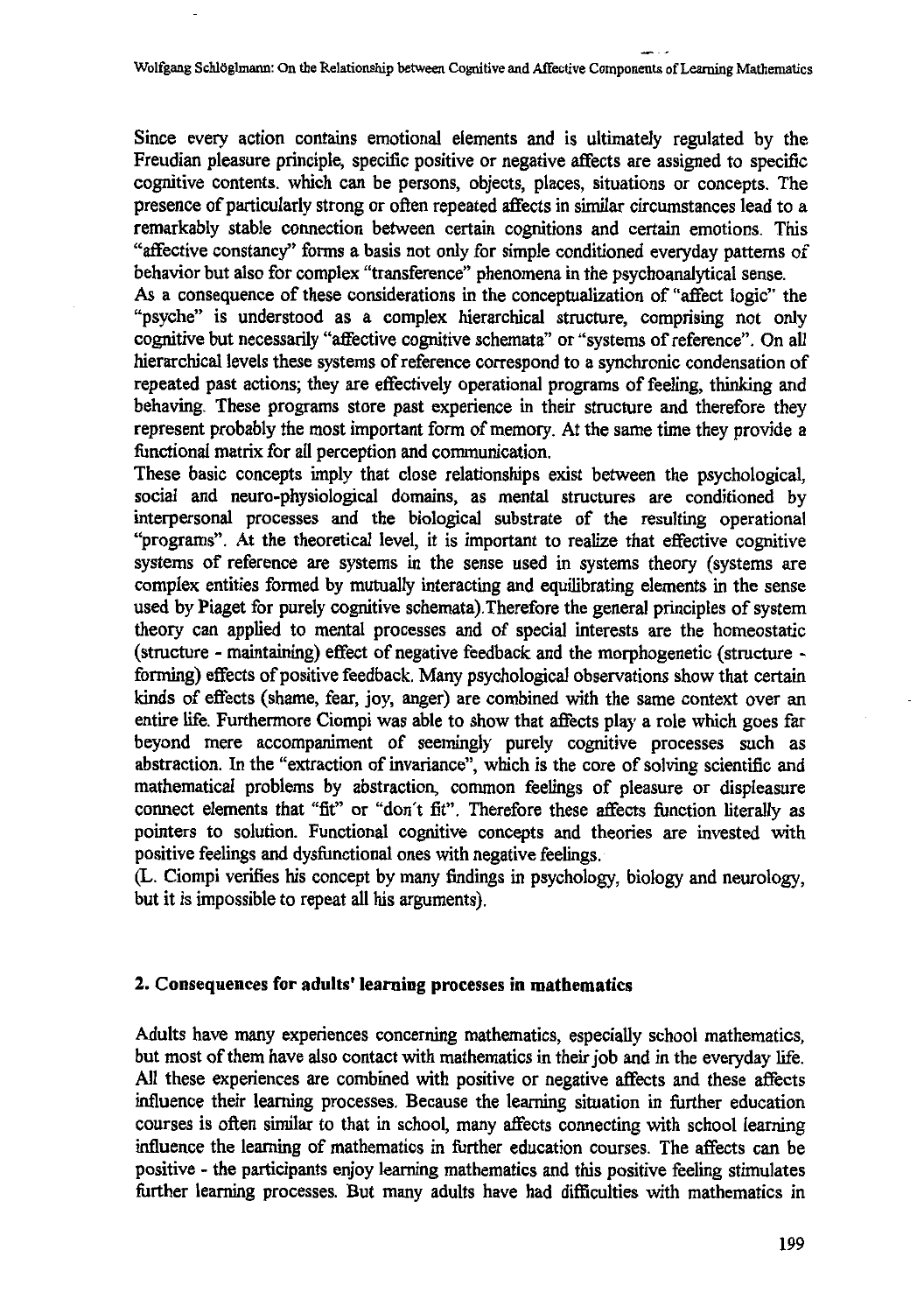Since every action contains emotional elements and is ultimately regulated by the Freudian pleasure principle, specific positive or negative affects are assigned to specific cognitive contents. which can be persons, objects, places, situations or concepts. The presence of particularly strong or often repeated affects in similar circumstances lead to a remarkably stable connection between certain cognitions and certain emotions. This "affective constancy" forms a basis not only for simple conditioned everyday patterns of behavior but also for complex "transference" phenomena in the psychoanalytical sense.

As a consequence of these considerations in the conceptualization of "affect logic" the "psyche" is understood as a complex hierarchical structure, comprising not only cognitive but necessarily "affective cognitive schemata" or "systems of reference". On all hierarchical levels these systems of reference correspond to a synchronic condensation of repeated past actions; they are effectively operational programs of feeling, thinking and behaving. These programs store past experience in their structure and therefore they represent probably the most important form of memory. At the same time they provide a functional matrix for all perception and communication.

These basic concepts imply that close relationships exist between the psychological, social and neuro-physiological domains, as mental structures are conditioned by interpersonal processes and the biological substrate of the resulting operational "programs". At the theoretical level, it is important to realize that effective cognitive systems of reference are systems in the sense used in systems theory (systems are complex entities formed by mutually interacting and equilibrating elements in the sense used by Piaget for purely cognitive schemata).Therefore the general principles of system theory can applied to mental processes and of special interests are the homeostatic (structure - maintaining) effect of negative feedback and the morphogenetic (structure - forming) effects of positive feedback. Many psychological observations show that certain kinds of effects (shame, fear, joy, anger) are combined with the same context over an entire life. Furthermore Ciompi was able to show that affects play a role which goes far beyond mere accompaniment of seemingly purely cognitive processes such as abstraction. In the "extraction of invariance", which is the core of solving scientific and mathematical problems by abstraction, common feelings of pleasure or displeasure connect elements that "fit" or "don't fit". Therefore these affects function literally as pointers to solution. Functional cognitive concepts and theories are invested with positive feelings and dysfunctional ones with negative feelings.

(L. Ciompi verifies his concept by many findings in psychology, biology and neurology, but it is impossible to repeat all his arguments).

## 2. Consequences for adults' learning processes in mathematics

Adults have many experiences concerning mathematics, especially school mathematics, but most of them have also contact with mathematics in their job and in the everyday life. All these experiences are combined with positive or negative affects and these affects influence their learning processes. Because the learning situation in further education courses is often similar to that in school, many affects connecting with school learning influence the learning of mathematics in further education courses. The affects can be positive - the participants enjoy learning mathematics and this positive feeling stimulates further learning processes. But many adults have had difficulties with mathematics in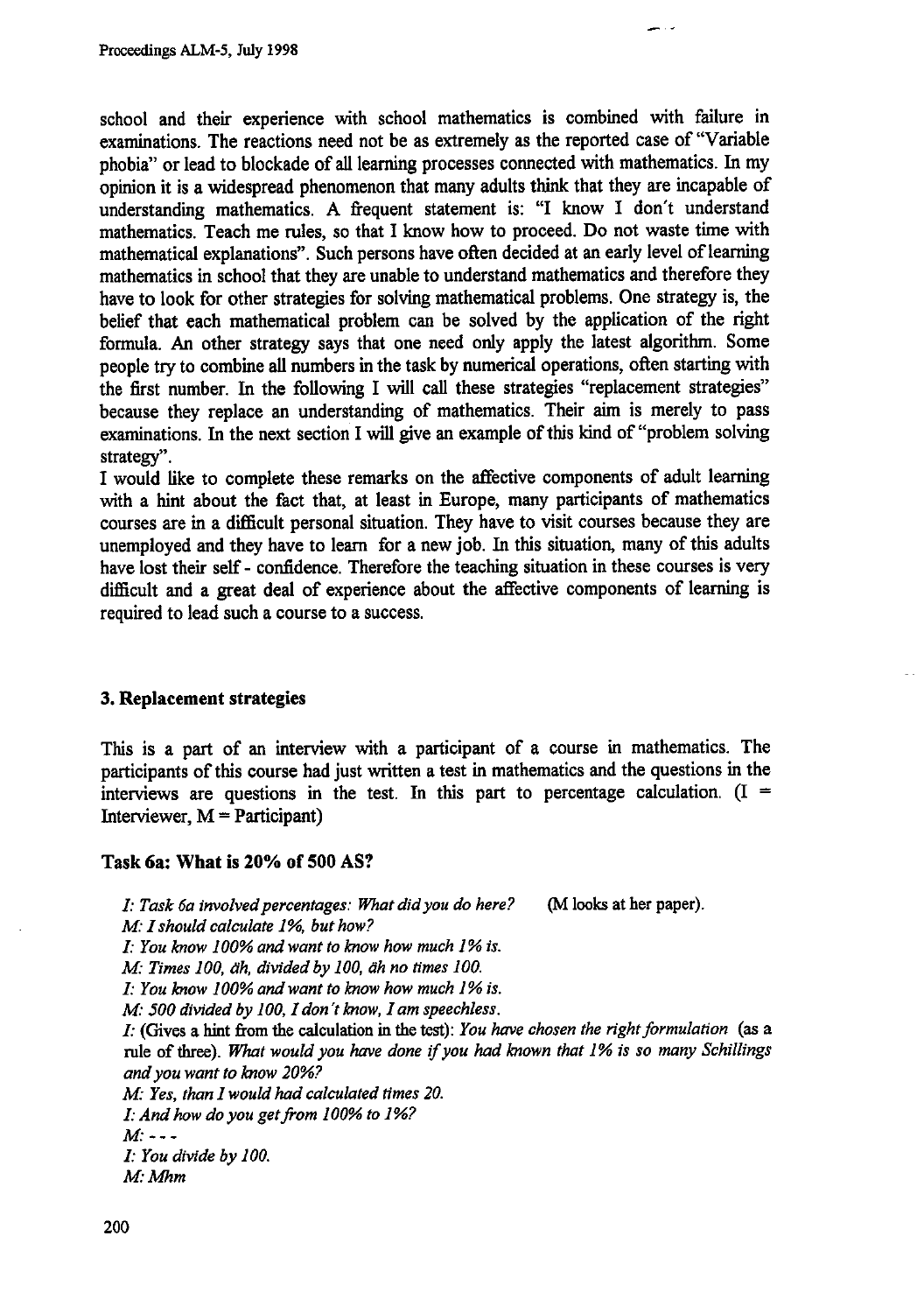school and their experience with school mathematics is combined with failure in examinations. The reactions need not be as extremely as the reported case of "Variable phobia" or lead to blockade of all learning processes connected with mathematics. In my opinion it is a widespread phenomenon that many adults think that they are incapable of understanding mathematics. A frequent statement is: "I know I don't understand mathematics. Teach me rules, so that I know how to proceed. Do not waste time with mathematical explanations". Such persons have often decided at an early level of learning mathematics in school that they are unable to understand mathematics and therefore they have to look for other strategies for solving mathematical problems. One strategy is, the belief that each mathematical problem can be solved by the application of the right formula. An other strategy says that one need only apply the latest algorithm. Some people try to combine all numbers in the task by numerical operations, often starting with the first number. In the following I will call these strategies "replacement strategies" because they replace an understanding of mathematics. Their aim is merely to pass examinations. In the next section I will give an example of this kind of "problem solving strategy".

I would like to complete these remarks on the affective components of adult learning with a hint about the fact that, at least in Europe, many participants of mathematics courses are in a difficult personal situation. They have to visit courses because they are unemployed and they have to learn for a new job. In this situation, many of this adults have lost their self - confidence. Therefore the teaching situation in these courses is very difficult and a great deal of experience about the affective components of learning is required to lead such a course to a success.

### 3. Replacement strategies

This is a part of an interview with a participant of a course in mathematics. The participants of this course had just written a test in mathematics and the questions in the interviews are questions in the test. In this part to percentage calculation. (I = Interviewer, M = Participant)

#### Task 6a: What is 20% of 500 AS?

*I: Task 6a involved percentages: What did you do here?* (M looks at her paper).
*M: I should calculate 1%, but how?*
*I: You know 100% and want to know how much 1% is.*
*M: Times 100, äh, divided by 100, äh no times 100.*
*I: You know 100% and want to know how much 1% is.*
*M: 500 divided by 100, I don't know, I am speechless.*
*I:* (Gives a hint from the calculation in the test): *You have chosen the right formulation* (as a rule of three). *What would you have done if you had known that 1% is so many Schillings and you want to know 20%?*
*M: Yes, than I would had calculated times 20.*
*I: And how do you get from 100% to 1%?*
*M: - - -*
*I: You divide by 100.*
*M: Mhm*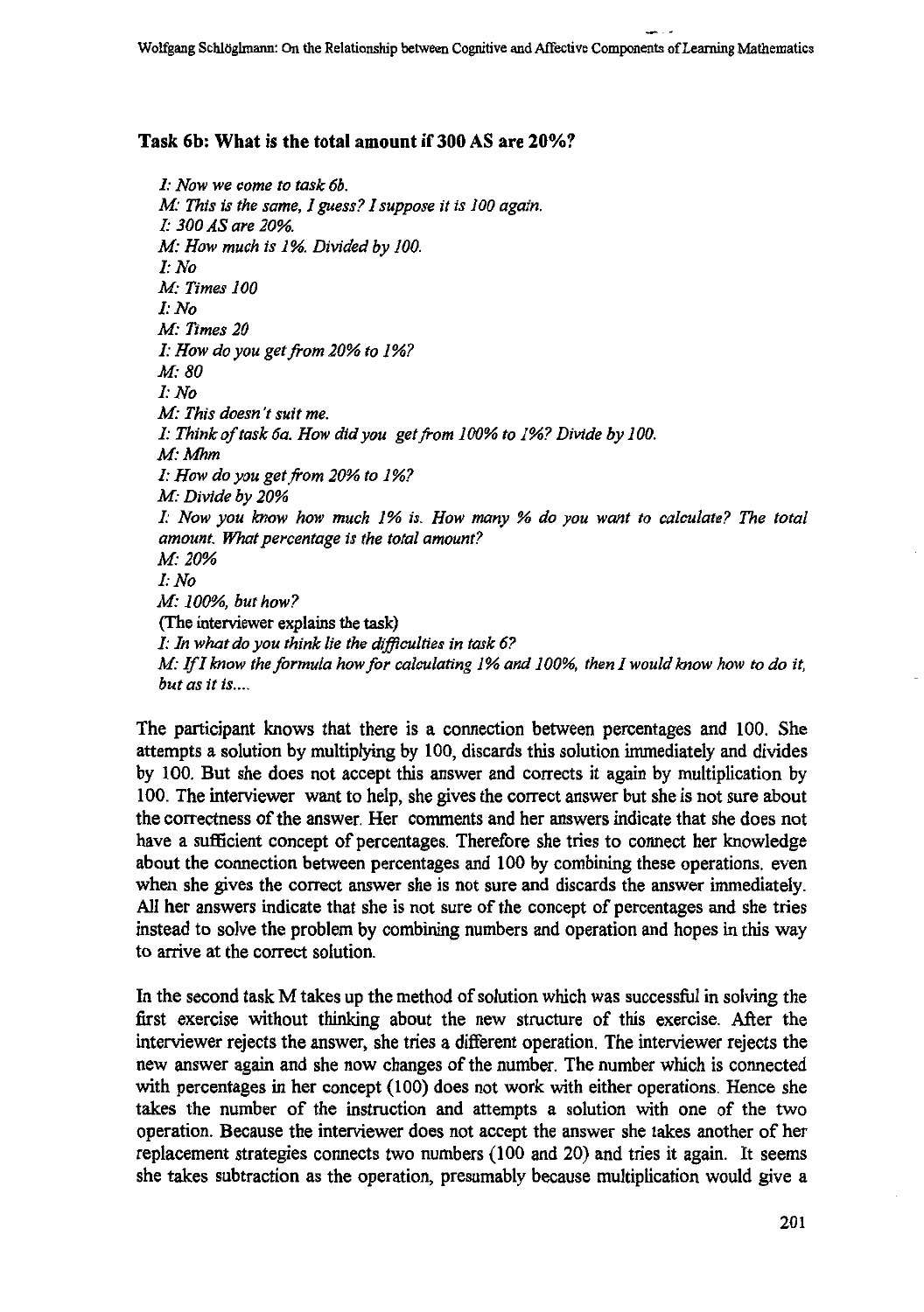### Task 6b: What is the total amount if 300 AS are 20%?

*I: Now we come to task 6b.*
*M: This is the same, I guess? I suppose it is 100 again.*
*I: 300 AS are 20%.*
*M: How much is 1%. Divided by 100.*
*I: No*
*M: Times 100*
*I: No*
*M: Times 20*
*I: How do you get from 20% to 1%?*
*M: 80*
*I: No*
*M: This doesn't suit me.*
*I: Think of task 6a. How did you get from 100% to 1%? Divide by 100.*
*M: Mhm*
*I: How do you get from 20% to 1%?*
*M: Divide by 20%*
*I: Now you know how much 1% is. How many % do you want to calculate? The total amount. What percentage is the total amount?*
*M: 20%*
*I: No*
*M: 100%, but how?*
(The interviewer explains the task)
*I: In what do you think lie the difficulties in task 6?*
*M: If I know the formula how for calculating 1% and 100%, then I would know how to do it, but as it is....*

The participant knows that there is a connection between percentages and 100. She attempts a solution by multiplying by 100, discards this solution immediately and divides by 100. But she does not accept this answer and corrects it again by multiplication by 100. The interviewer want to help, she gives the correct answer but she is not sure about the correctness of the answer. Her comments and her answers indicate that she does not have a sufficient concept of percentages. Therefore she tries to connect her knowledge about the connection between percentages and 100 by combining these operations, even when she gives the correct answer she is not sure and discards the answer immediately. All her answers indicate that she is not sure of the concept of percentages and she tries instead to solve the problem by combining numbers and operation and hopes in this way to arrive at the correct solution.

In the second task M takes up the method of solution which was successful in solving the first exercise without thinking about the new structure of this exercise. After the interviewer rejects the answer, she tries a different operation. The interviewer rejects the new answer again and she now changes of the number. The number which is connected with percentages in her concept (100) does not work with either operations. Hence she takes the number of the instruction and attempts a solution with one of the two operation. Because the interviewer does not accept the answer she takes another of her replacement strategies connects two numbers (100 and 20) and tries it again. It seems she takes subtraction as the operation, presumably because multiplication would give a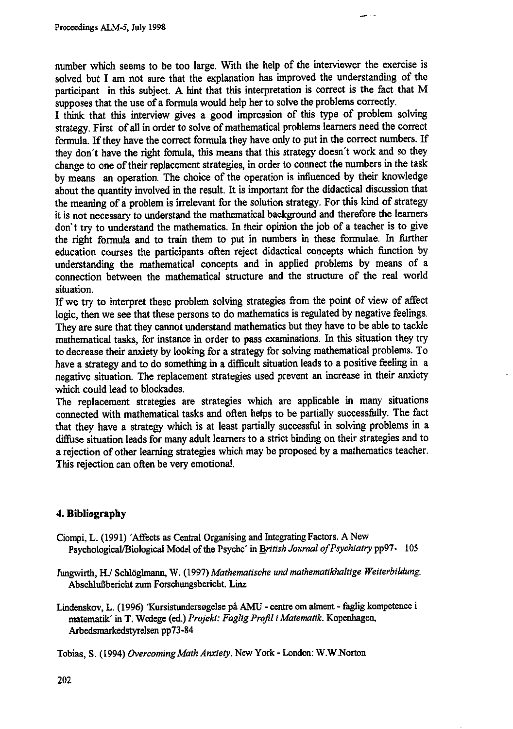number which seems to be too large. With the help of the interviewer the exercise is solved but I am not sure that the explanation has improved the understanding of the participant in this subject. A hint that this interpretation is correct is the fact that M supposes that the use of a formula would help her to solve the problems correctly.

I think that this interview gives a good impression of this type of problem solving strategy. First of all in order to solve of mathematical problems learners need the correct formula. If they have the correct formula they have only to put in the correct numbers. If they don't have the right fomula, this means that this strategy doesn't work and so they change to one of their replacement strategies, in order to connect the numbers in the task by means an operation. The choice of the operation is influenced by their knowledge about the quantity involved in the result. It is important for the didactical discussion that the meaning of a problem is irrelevant for the solution strategy. For this kind of strategy it is not necessary to understand the mathematical background and therefore the learners don't try to understand the mathematics. In their opinion the job of a teacher is to give the right formula and to train them to put in numbers in these formulae. In further education courses the participants often reject didactical concepts which function by understanding the mathematical concepts and in applied problems by means of a connection between the mathematical structure and the structure of the real world situation.

If we try to interpret these problem solving strategies from the point of view of affect logic, then we see that these persons to do mathematics is regulated by negative feelings. They are sure that they cannot understand mathematics but they have to be able to tackle mathematical tasks, for instance in order to pass examinations. In this situation they try to decrease their anxiety by looking for a strategy for solving mathematical problems. To have a strategy and to do something in a difficult situation leads to a positive feeling in a negative situation. The replacement strategies used prevent an increase in their anxiety which could lead to blockades.

The replacement strategies are strategies which are applicable in many situations connected with mathematical tasks and often helps to be partially successfully. The fact that they have a strategy which is at least partially successful in solving problems in a diffuse situation leads for many adult learners to a strict binding on their strategies and to a rejection of other learning strategies which may be proposed by a mathematics teacher. This rejection can often be very emotional.

## 4. Bibliography

Ciompi, L. (1991) 'Affects as Central Organising and Integrating Factors. A New Psychological/Biological Model of the Psyche' in *British Journal of Psychiatry* pp97- 105

Jungwirth, H./ Schlöglmann, W. (1997) *Mathematische und mathematikhaltige Weiterbildung.* Abschlußbericht zum Forschungsbericht. Linz

Lindenskov, L. (1996) 'Kursistundersøgelse på AMU - centre om alment - faglig kompetence i matematik' in T. Wedege (ed.) *Projekt: Faglig Profil i Matematik.* Kopenhagen, Arbedsmarkedstyrelsen pp73-84

Tobias, S. (1994) *Overcoming Math Anxiety.* New York - London: W.W.Norton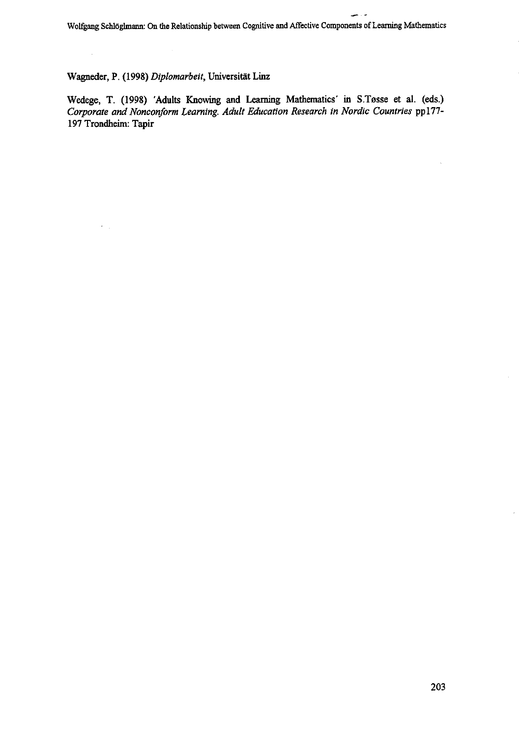Wagneder, P. (1998) *Diplomarbeit*, Universität Linz

Wedege, T. (1998) 'Adults Knowing and Learning Mathematics' in S.Tøsse et al. (eds.) *Corporate and Nonconform Learning. Adult Education Research in Nordic Countries* pp177-197 Trondheim: Tapir